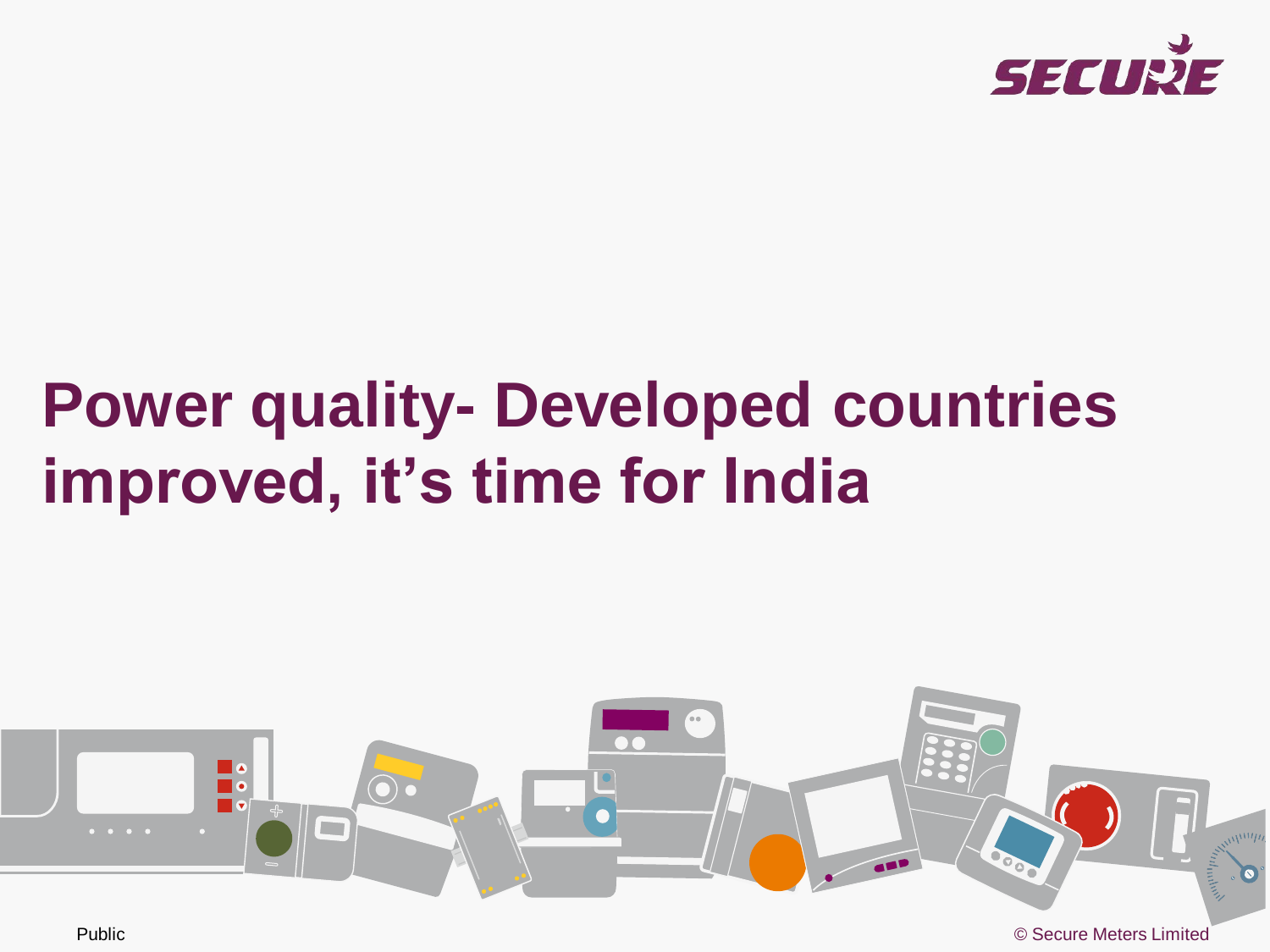# Power quality- Developed countries improved, it’s time for India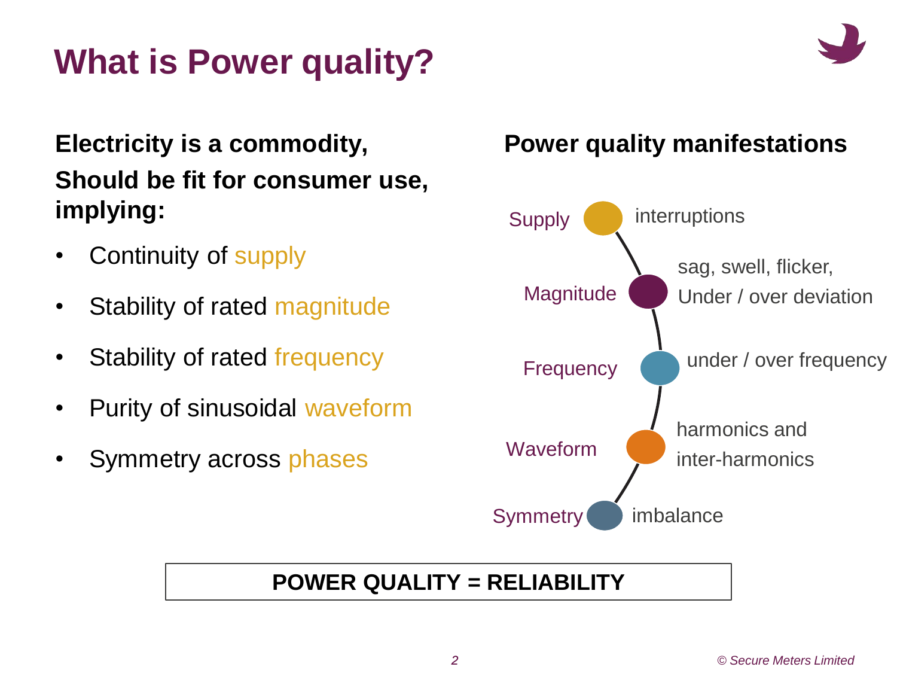# What is Power quality?

**Electricity is a commodity,**
**Should be fit for consumer use, implying:**

- Continuity of supply
- Stability of rated magnitude
- Stability of rated frequency
- Purity of sinusoidal waveform
- Symmetry across phases

## Power quality manifestations

| Parameter | Manifestation |
| --- | --- |
| Supply | interruptions |
| Magnitude | sag, swell, flicker, Under / over deviation |
| Frequency | under / over frequency |
| Waveform | harmonics and inter-harmonics |
| Symmetry | imbalance |

**POWER QUALITY = RELIABILITY**

*© Secure Meters Limited*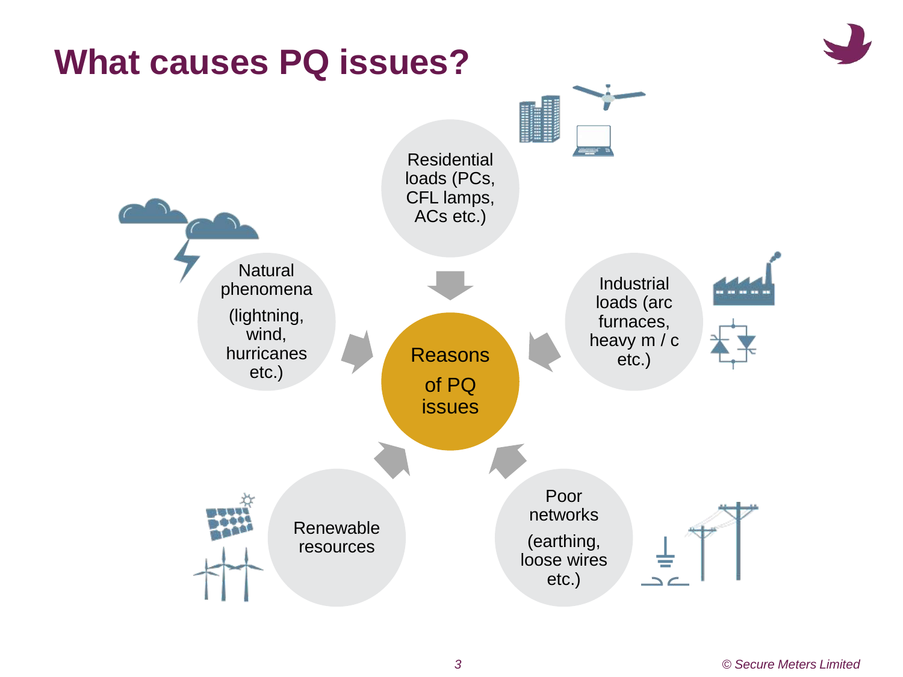# What causes PQ issues?

Reasons of PQ issues

- Residential loads (PCs, CFL lamps, ACs etc.)
- Industrial loads (arc furnaces, heavy m / c etc.)
- Poor networks (earthing, loose wires etc.)
- Renewable resources
- Natural phenomena (lightning, wind, hurricanes etc.)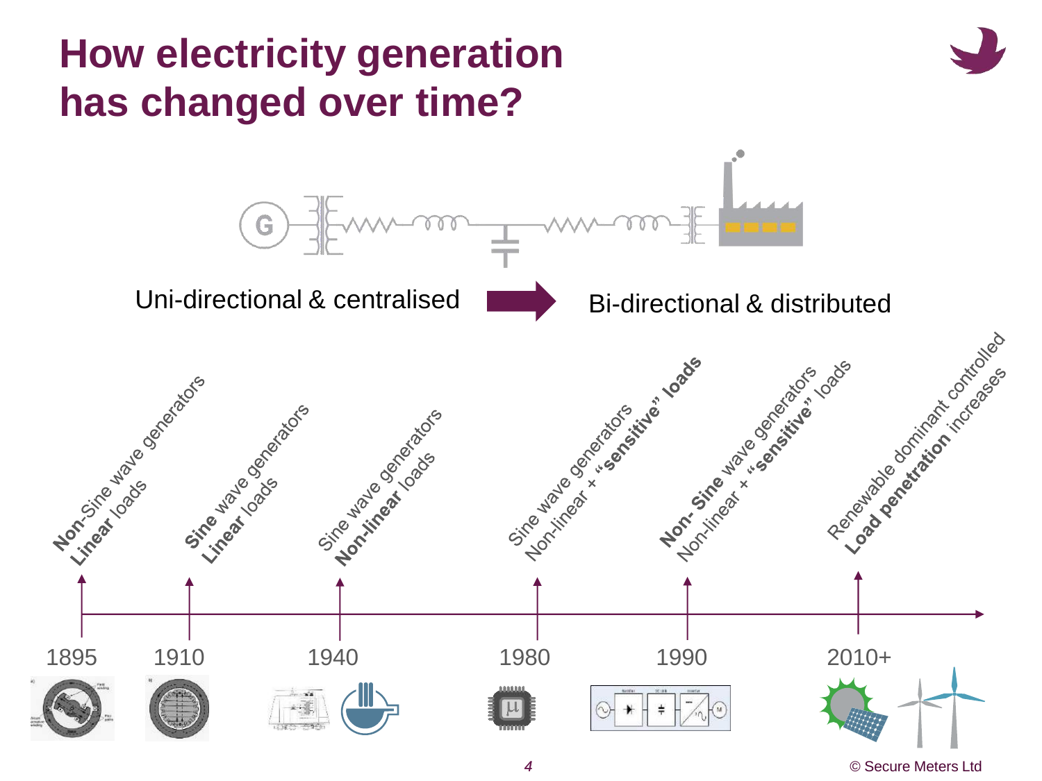# How electricity generation has changed over time?

Uni-directional & centralised → Bi-directional & distributed

- **1895**: **Non**-Sine wave generators, **Linear** loads
- **1910**: **Sine** wave generators, **Linear** loads
- **1940**: Sine wave generators, **Non-linear** loads
- **1980**: Sine wave generators, Non-linear + **"sensitive" loads**
- **1990**: **Non- Sine** wave generators, Non-linear + **"sensitive"** loads
- **2010+**: Renewable dominant controlled, **Load penetration** increases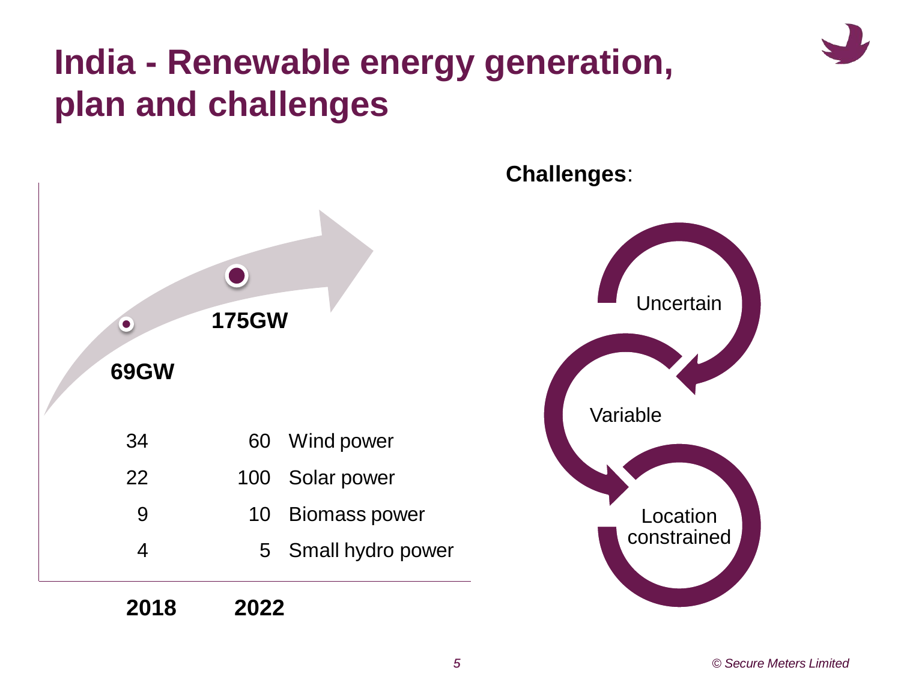# India - Renewable energy generation, plan and challenges

| 2018 | 2022 | |
|---|---|---|
| **69GW** | **175GW** | |
| 34 | 60 | Wind power |
| 22 | 100 | Solar power |
| 9 | 10 | Biomass power |
| 4 | 5 | Small hydro power |

**Challenges**:

- Uncertain
- Variable
- Location constrained

*© Secure Meters Limited*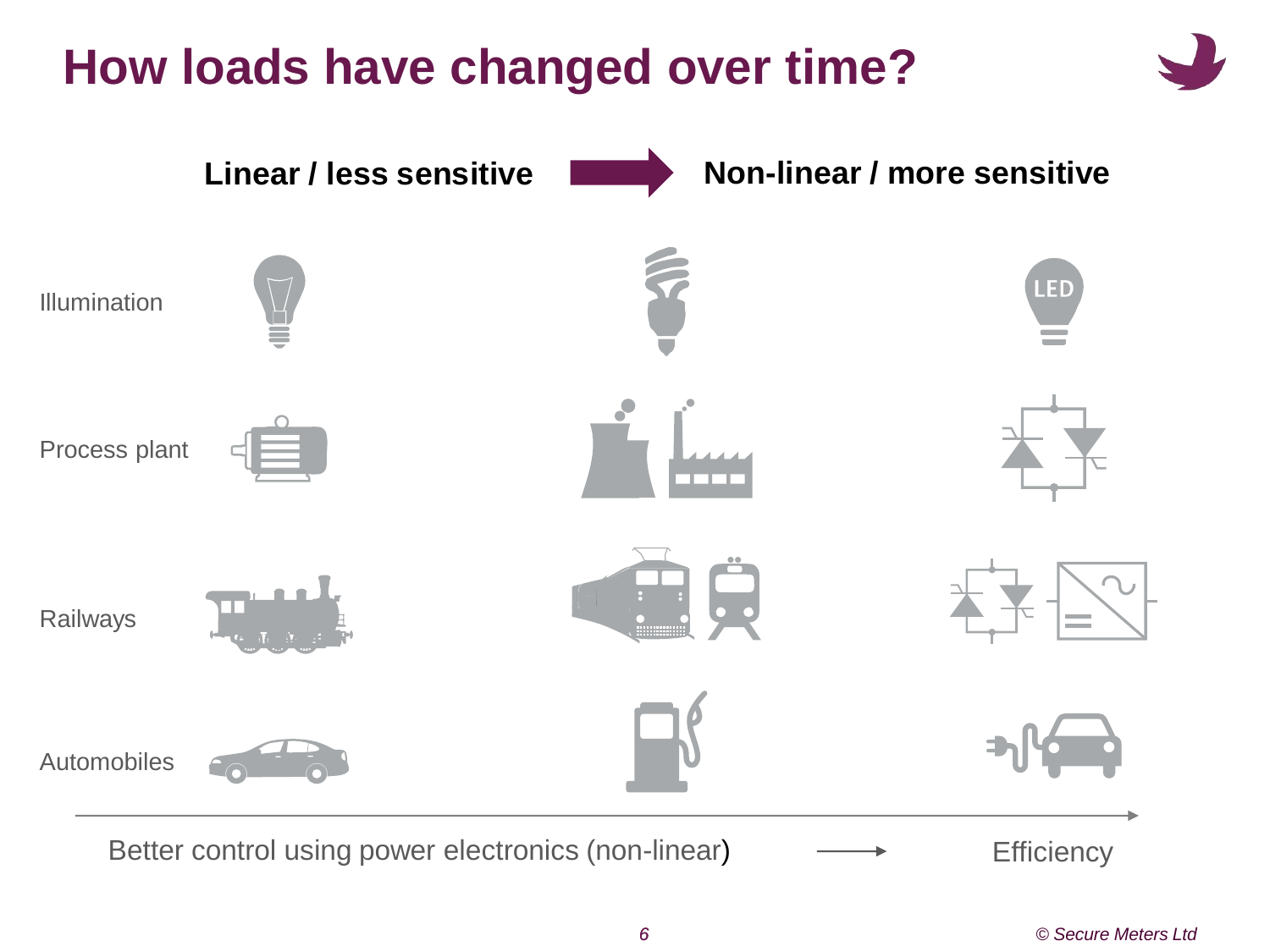# How loads have changed over time?

**Linear / less sensitive** → **Non-linear / more sensitive**

Illumination

Process plant

Railways

Automobiles

Better control using power electronics (non-linear) → Efficiency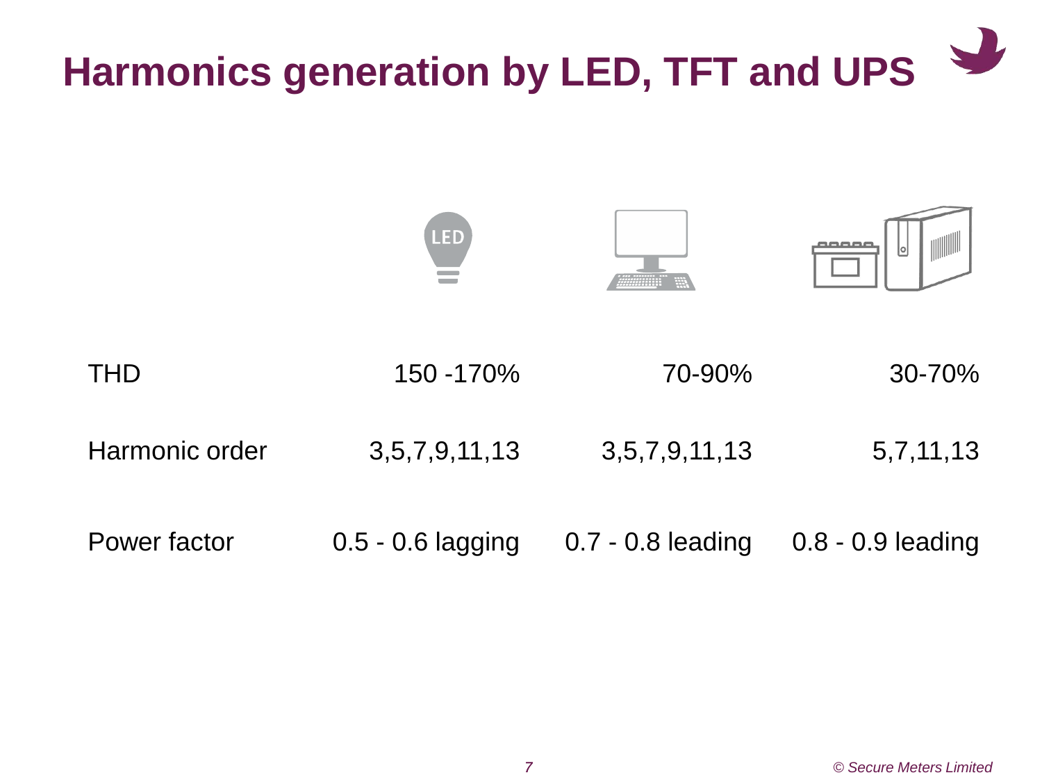# Harmonics generation by LED, TFT and UPS

| | LED | TFT | UPS |
|---|---|---|---|
| THD | 150 -170% | 70-90% | 30-70% |
| Harmonic order | 3,5,7,9,11,13 | 3,5,7,9,11,13 | 5,7,11,13 |
| Power factor | 0.5 - 0.6 lagging | 0.7 - 0.8 leading | 0.8 - 0.9 leading |

© Secure Meters Limited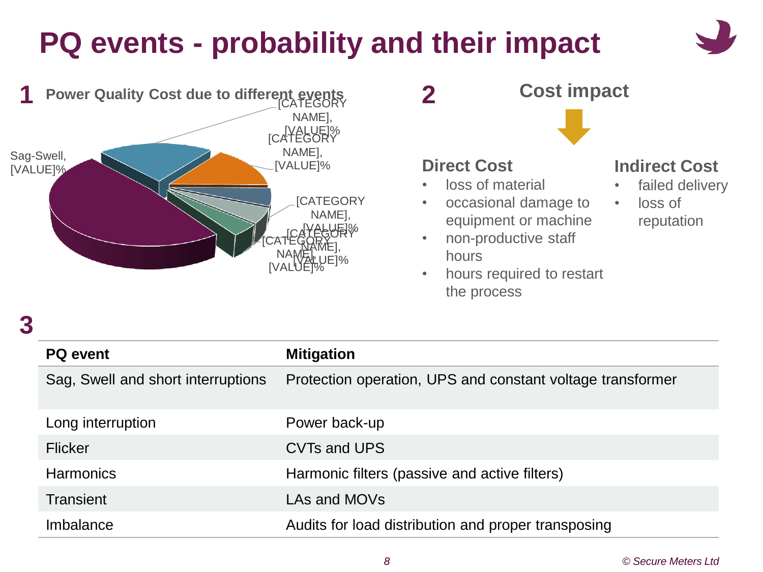# PQ events - probability and their impact

**1** **Power Quality Cost due to different events**

Sag-Swell, [VALUE]%

[CATEGORY NAME], [VALUE]%

[CATEGORY NAME], [VALUE]%

[CATEGORY NAME], [VALUE]%

[CATEGORY NAME], [VALUE]%

[CATEGORY NAME], [VALUE]%

**2** **Cost impact**

**Direct Cost**

- loss of material
- occasional damage to equipment or machine
- non-productive staff hours
- hours required to restart the process

**Indirect Cost**

- failed delivery
- loss of reputation

**3**

| PQ event | Mitigation |
| --- | --- |
| Sag, Swell and short interruptions | Protection operation, UPS and constant voltage transformer |
| Long interruption | Power back-up |
| Flicker | CVTs and UPS |
| Harmonics | Harmonic filters (passive and active filters) |
| Transient | LAs and MOVs |
| Imbalance | Audits for load distribution and proper transposing |

*© Secure Meters Ltd*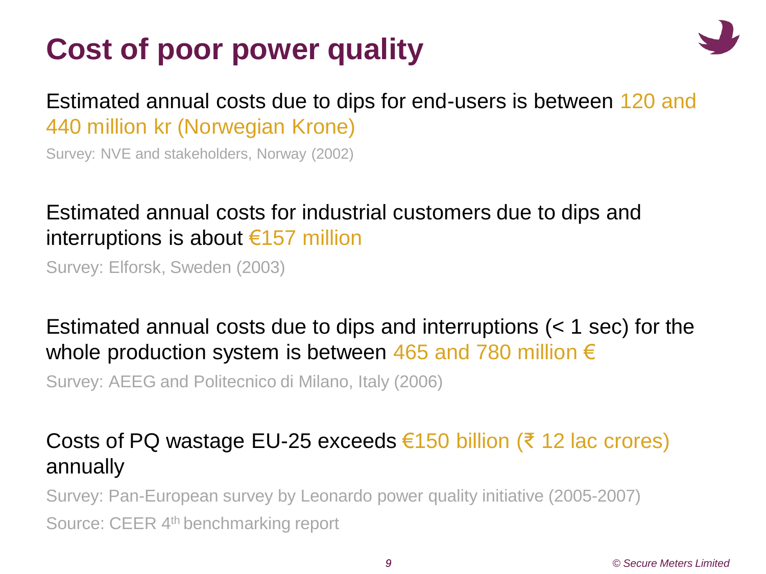# Cost of poor power quality

Estimated annual costs due to dips for end-users is between 120 and 440 million kr (Norwegian Krone)

Survey: NVE and stakeholders, Norway (2002)

Estimated annual costs for industrial customers due to dips and interruptions is about €157 million

Survey: Elforsk, Sweden (2003)

Estimated annual costs due to dips and interruptions (< 1 sec) for the whole production system is between 465 and 780 million €

Survey: AEEG and Politecnico di Milano, Italy (2006)

Costs of PQ wastage EU-25 exceeds €150 billion (₹ 12 lac crores) annually

Survey: Pan-European survey by Leonardo power quality initiative (2005-2007)

Source: CEER 4th benchmarking report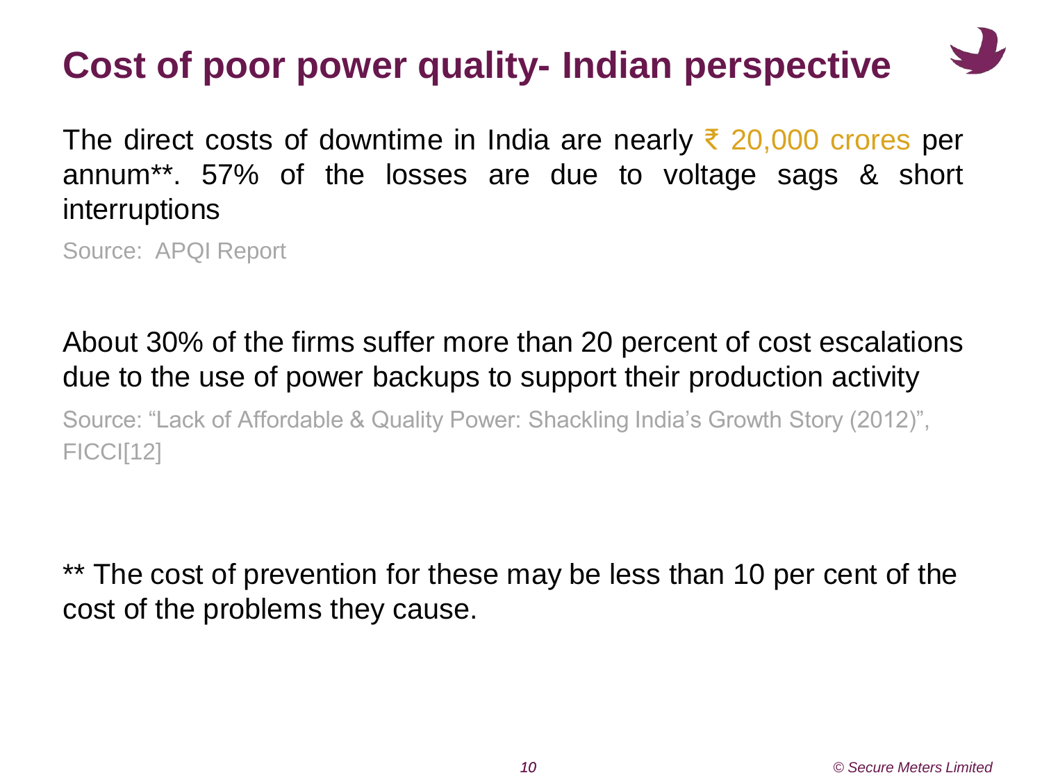# Cost of poor power quality- Indian perspective

The direct costs of downtime in India are nearly ₹ 20,000 crores per annum**. 57% of the losses are due to voltage sags & short interruptions

Source: APQI Report

About 30% of the firms suffer more than 20 percent of cost escalations due to the use of power backups to support their production activity

Source: "Lack of Affordable & Quality Power: Shackling India's Growth Story (2012)", FICCI[12]

** The cost of prevention for these may be less than 10 per cent of the cost of the problems they cause.

*© Secure Meters Limited*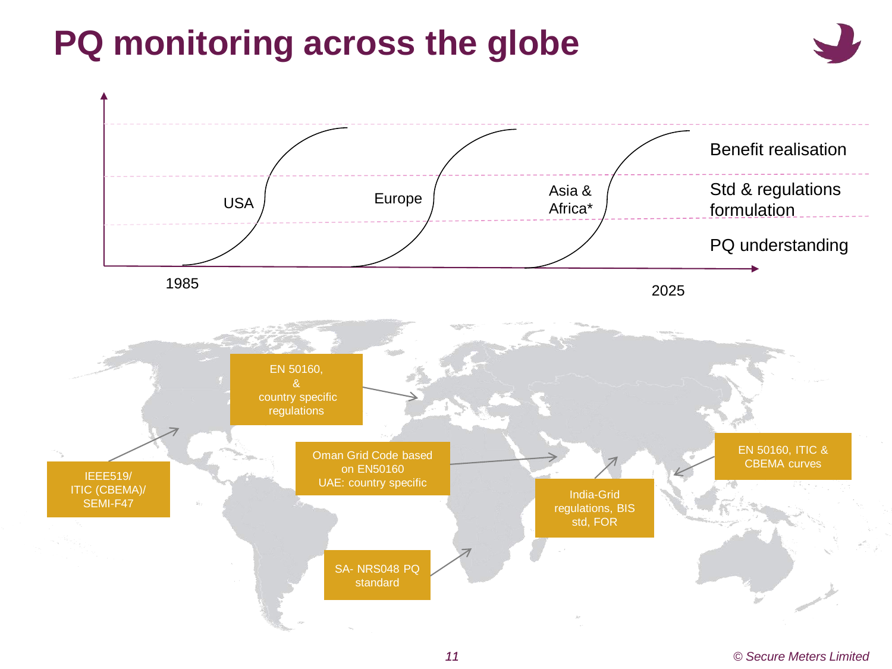# PQ monitoring across the globe

USA | Europe | Asia & Africa*

Benefit realisation

Std & regulations formulation

PQ understanding

1985 — 2025

- IEEE519/ ITIC (CBEMA)/ SEMI-F47
- EN 50160, & country specific regulations
- Oman Grid Code based on EN50160 UAE: country specific
- SA- NRS048 PQ standard
- India-Grid regulations, BIS std, FOR
- EN 50160, ITIC & CBEMA curves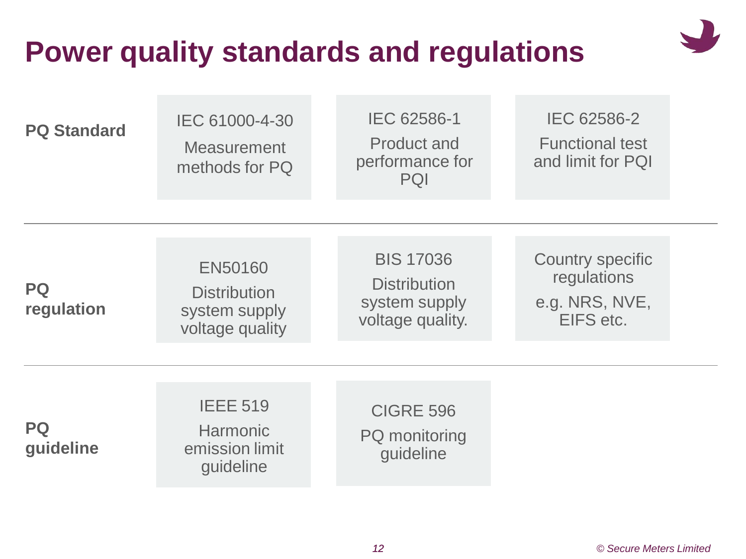# Power quality standards and regulations

| | | | |
|---|---|---|---|
| **PQ Standard** | IEC 61000-4-30<br>Measurement methods for PQ | IEC 62586-1<br>Product and performance for PQI | IEC 62586-2<br>Functional test and limit for PQI |
| **PQ regulation** | EN50160<br>Distribution system supply voltage quality | BIS 17036<br>Distribution system supply voltage quality. | Country specific regulations<br>e.g. NRS, NVE, EIFS etc. |
| **PQ guideline** | IEEE 519<br>Harmonic emission limit guideline | CIGRE 596<br>PQ monitoring guideline | |

© Secure Meters Limited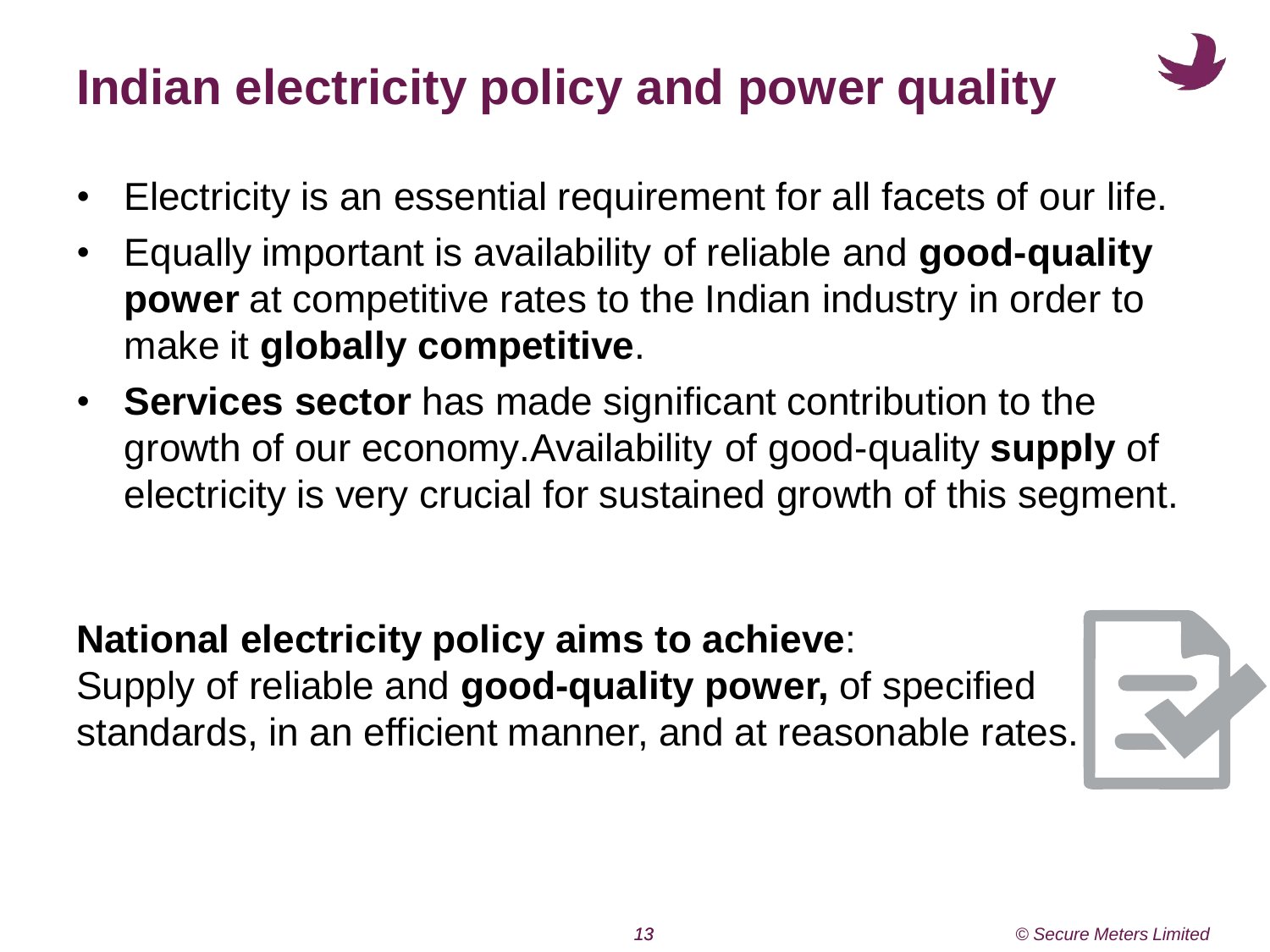# Indian electricity policy and power quality

- Electricity is an essential requirement for all facets of our life.
- Equally important is availability of reliable and **good-quality power** at competitive rates to the Indian industry in order to make it **globally competitive**.
- **Services sector** has made significant contribution to the growth of our economy.Availability of good-quality **supply** of electricity is very crucial for sustained growth of this segment.

**National electricity policy aims to achieve**:
Supply of reliable and **good-quality power,** of specified standards, in an efficient manner, and at reasonable rates.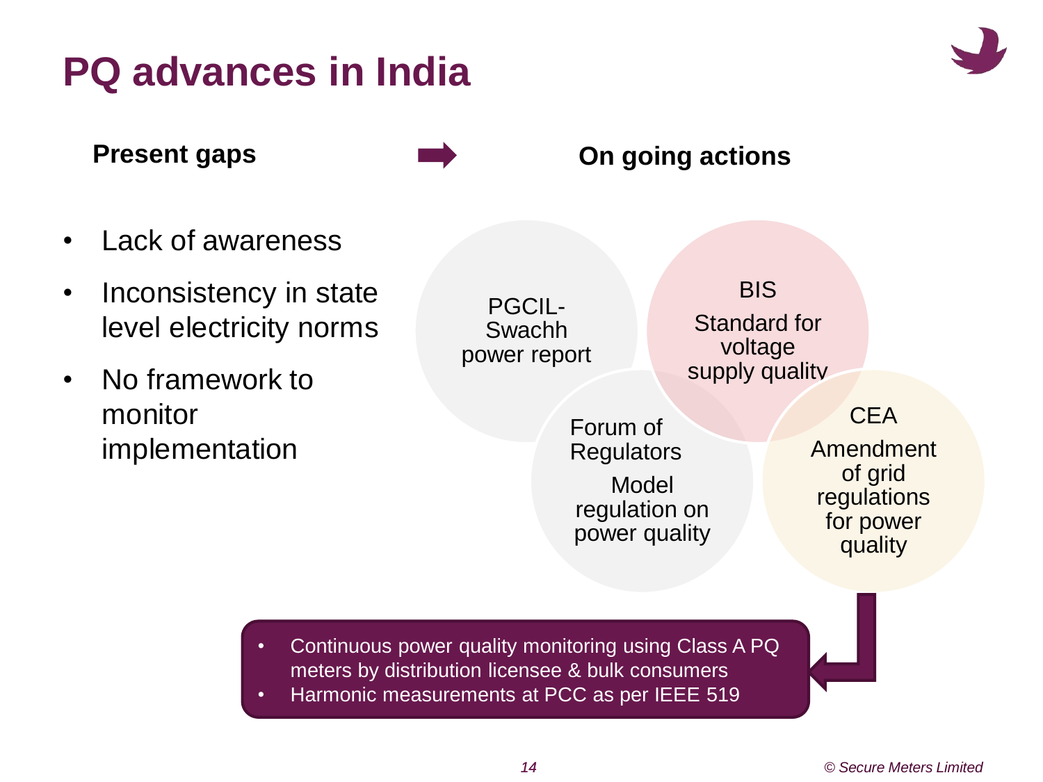# PQ advances in India

**Present gaps** ➡ **On going actions**

- Lack of awareness
- Inconsistency in state level electricity norms
- No framework to monitor implementation

PGCIL- Swachh power report

BIS
Standard for voltage supply quality

Forum of Regulators
Model regulation on power quality

CEA
Amendment of grid regulations for power quality

- Continuous power quality monitoring using Class A PQ meters by distribution licensee & bulk consumers
- Harmonic measurements at PCC as per IEEE 519

© Secure Meters Limited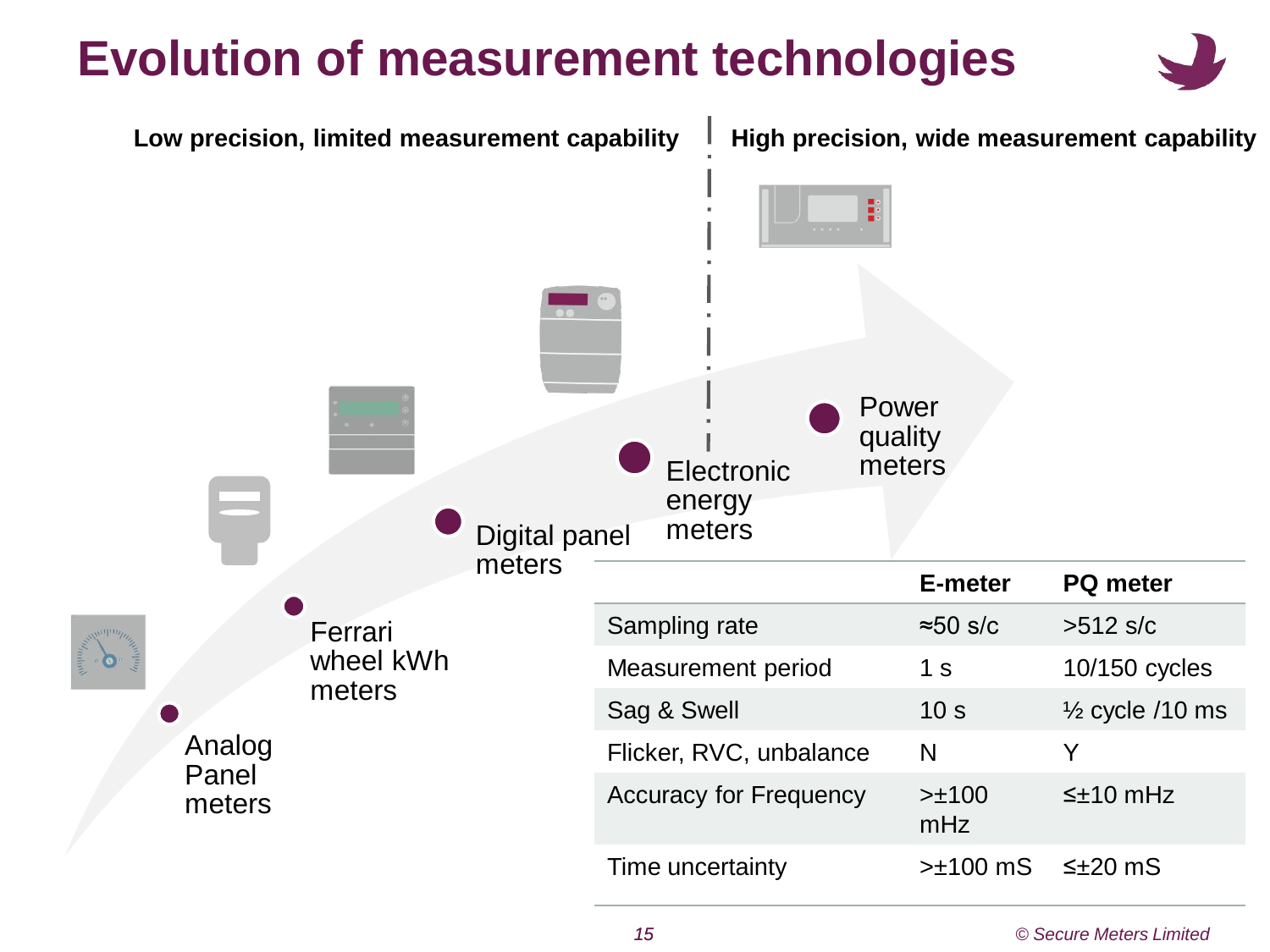# Evolution of measurement technologies

**Low precision, limited measurement capability** | **High precision, wide measurement capability**

- Analog Panel meters
- Ferrari wheel kWh meters
- Digital panel meters
- Electronic energy meters
- Power quality meters

| | E-meter | PQ meter |
|---|---|---|
| Sampling rate | ≈50 s/c | >512 s/c |
| Measurement period | 1 s | 10/150 cycles |
| Sag & Swell | 10 s | ½ cycle /10 ms |
| Flicker, RVC, unbalance | N | Y |
| Accuracy for Frequency | >±100 mHz | ≤±10 mHz |
| Time uncertainty | >±100 mS | ≤±20 mS |

*© Secure Meters Limited*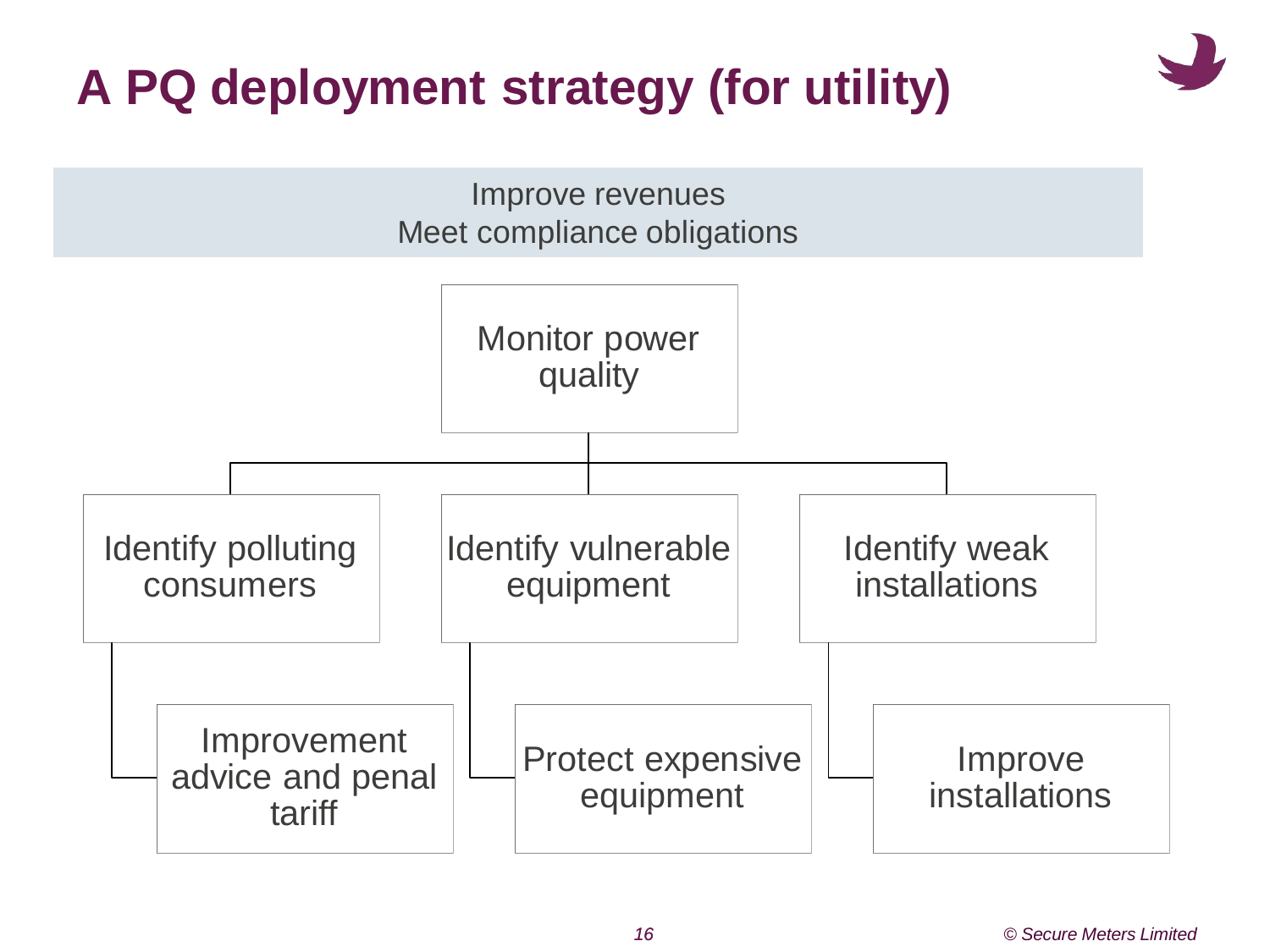# A PQ deployment strategy (for utility)

Improve revenues
Meet compliance obligations

- Monitor power quality
  - Identify polluting consumers
    - Improvement advice and penal tariff
  - Identify vulnerable equipment
    - Protect expensive equipment
  - Identify weak installations
    - Improve installations

© Secure Meters Limited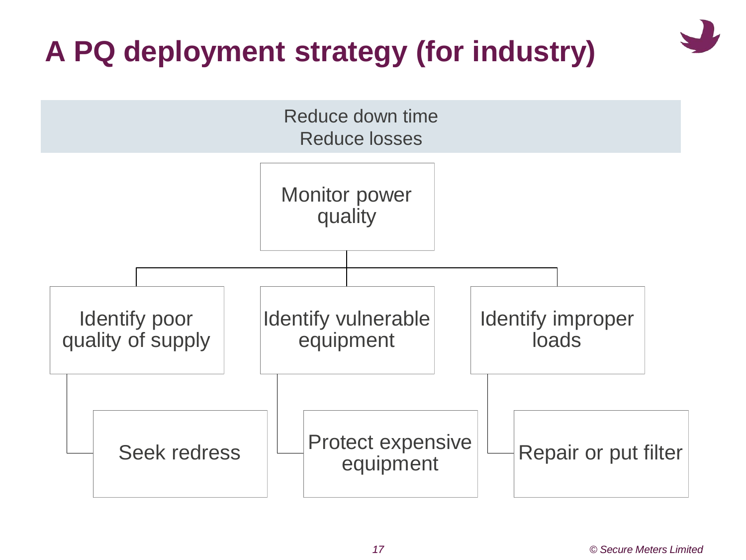# A PQ deployment strategy (for industry)

Reduce down time
Reduce losses

- Monitor power quality
  - Identify poor quality of supply
    - Seek redress
  - Identify vulnerable equipment
    - Protect expensive equipment
  - Identify improper loads
    - Repair or put filter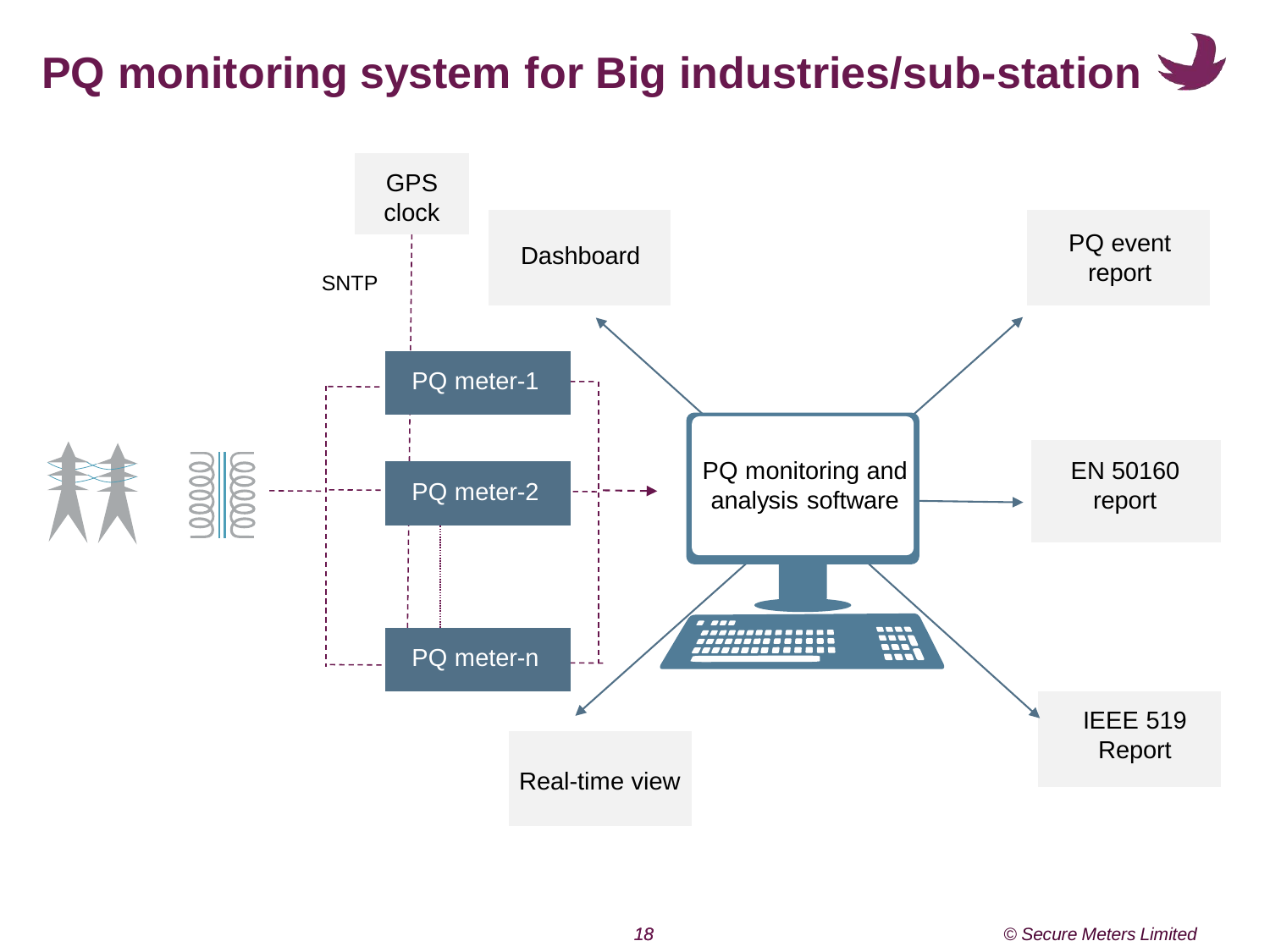# PQ monitoring system for Big industries/sub-station

GPS clock

SNTP

Dashboard

PQ event report

PQ meter-1

PQ meter-2

PQ meter-n

PQ monitoring and analysis software

EN 50160 report

Real-time view

IEEE 519 Report

© Secure Meters Limited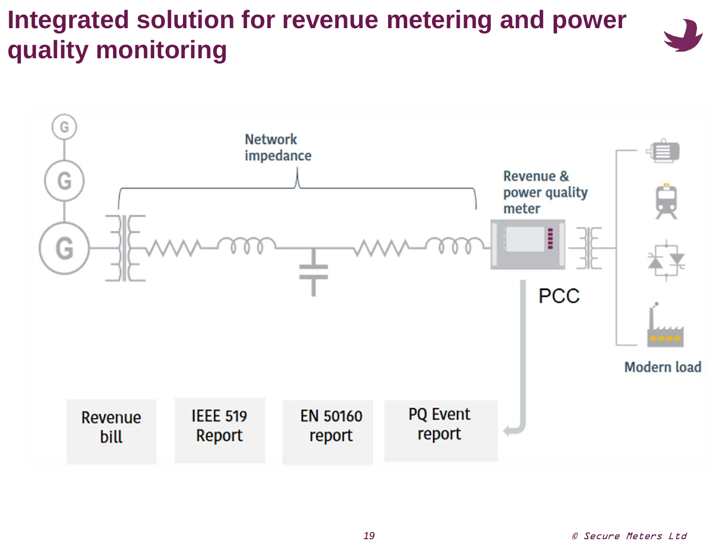# Integrated solution for revenue metering and power quality monitoring

Network impedance

Revenue & power quality meter

PCC

Modern load

Revenue bill

IEEE 519 Report

EN 50160 report

PQ Event report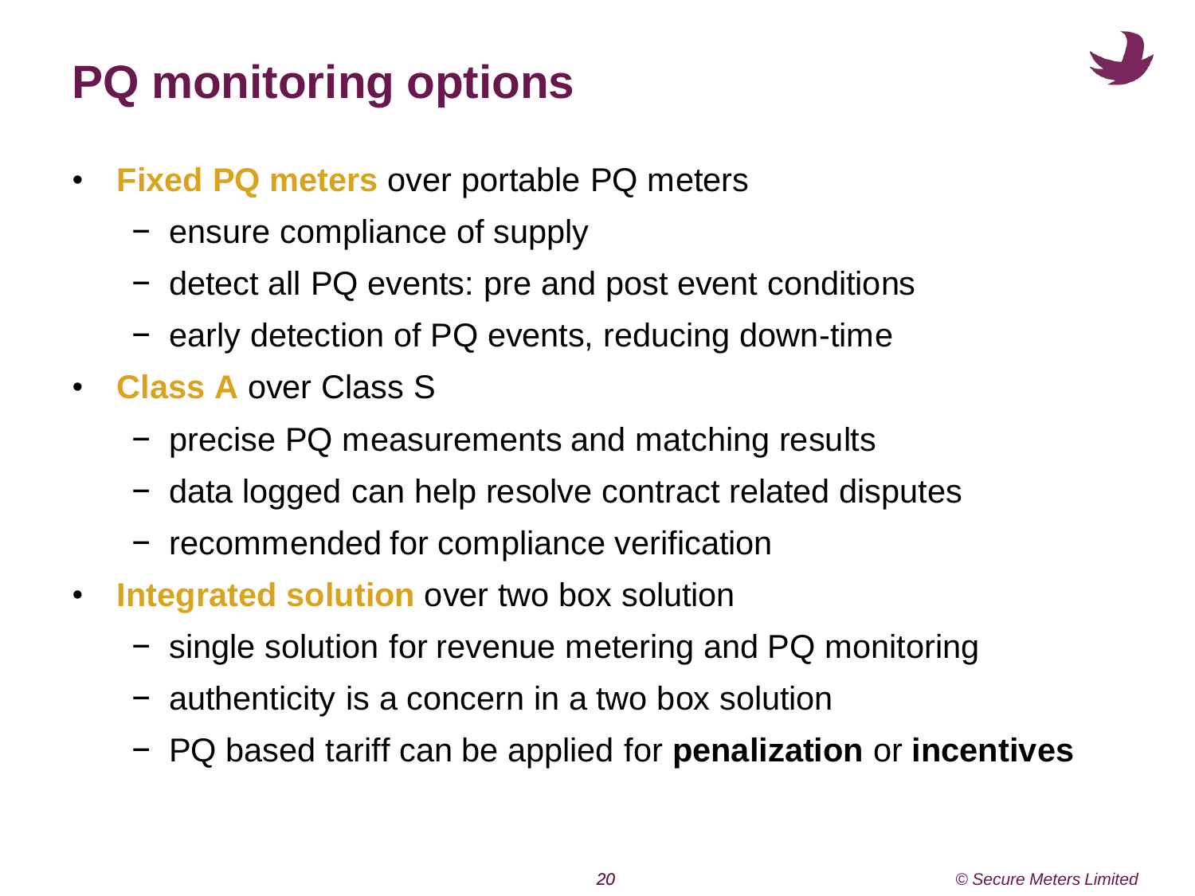# PQ monitoring options

- **Fixed PQ meters** over portable PQ meters
  - ensure compliance of supply
  - detect all PQ events: pre and post event conditions
  - early detection of PQ events, reducing down-time
- **Class A** over Class S
  - precise PQ measurements and matching results
  - data logged can help resolve contract related disputes
  - recommended for compliance verification
- **Integrated solution** over two box solution
  - single solution for revenue metering and PQ monitoring
  - authenticity is a concern in a two box solution
  - PQ based tariff can be applied for **penalization** or **incentives**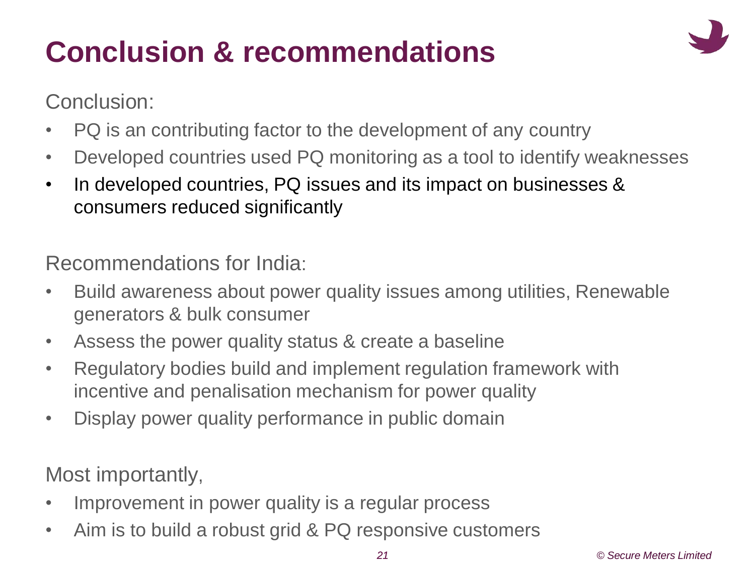# Conclusion & recommendations

Conclusion:

- PQ is an contributing factor to the development of any country
- Developed countries used PQ monitoring as a tool to identify weaknesses
- In developed countries, PQ issues and its impact on businesses & consumers reduced significantly

Recommendations for India:

- Build awareness about power quality issues among utilities, Renewable generators & bulk consumer
- Assess the power quality status & create a baseline
- Regulatory bodies build and implement regulation framework with incentive and penalisation mechanism for power quality
- Display power quality performance in public domain

Most importantly,

- Improvement in power quality is a regular process
- Aim is to build a robust grid & PQ responsive customers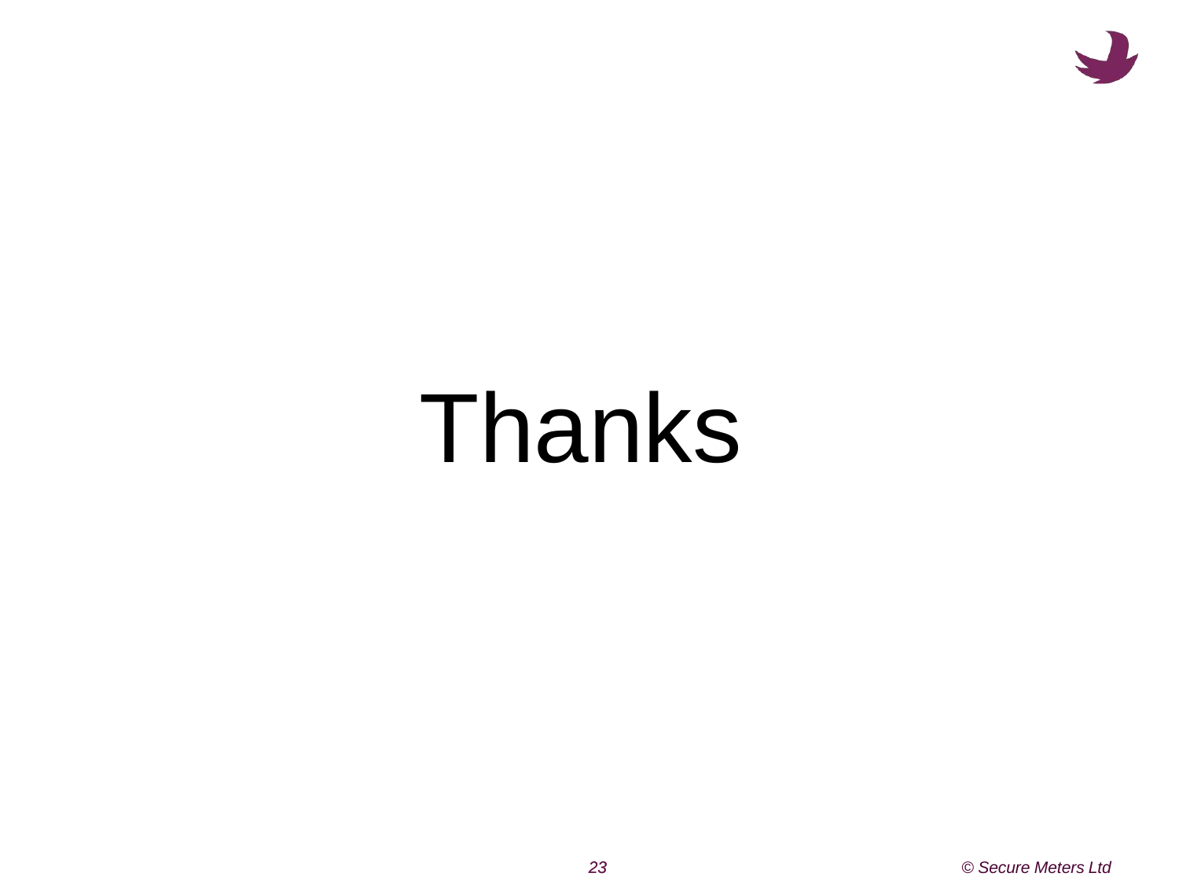# Thanks